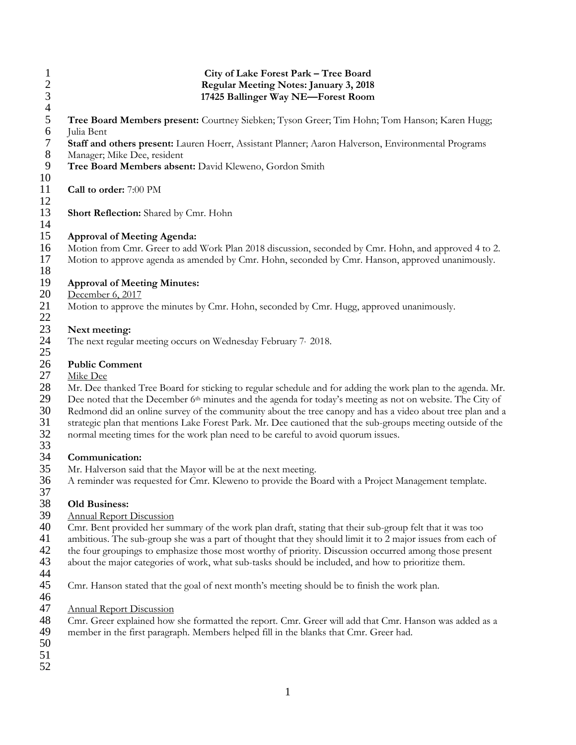**City of Lake Forest Park – Tree Board**
**Regular Meeting Notes: January 3, 2018**
**17425 Ballinger Way NE—Forest Room**

**Tree Board Members present:** Courtney Siebken; Tyson Greer; Tim Hohn; Tom Hanson; Karen Hugg; Julia Bent

**Staff and others present:** Lauren Hoerr, Assistant Planner; Aaron Halverson, Environmental Programs Manager; Mike Dee, resident

**Tree Board Members absent:** David Kleweno, Gordon Smith

**Call to order:** 7:00 PM

**Short Reflection:** Shared by Cmr. Hohn

**Approval of Meeting Agenda:**
Motion from Cmr. Greer to add Work Plan 2018 discussion, seconded by Cmr. Hohn, and approved 4 to 2.
Motion to approve agenda as amended by Cmr. Hohn, seconded by Cmr. Hanson, approved unanimously.

**Approval of Meeting Minutes:**
December 6, 2017
Motion to approve the minutes by Cmr. Hohn, seconded by Cmr. Hugg, approved unanimously.

**Next meeting:**
The next regular meeting occurs on Wednesday February 7, 2018.

**Public Comment**
Mike Dee
Mr. Dee thanked Tree Board for sticking to regular schedule and for adding the work plan to the agenda. Mr. Dee noted that the December 6th minutes and the agenda for today's meeting as not on website. The City of Redmond did an online survey of the community about the tree canopy and has a video about tree plan and a strategic plan that mentions Lake Forest Park. Mr. Dee cautioned that the sub-groups meeting outside of the normal meeting times for the work plan need to be careful to avoid quorum issues.

**Communication:**
Mr. Halverson said that the Mayor will be at the next meeting.
A reminder was requested for Cmr. Kleweno to provide the Board with a Project Management template.

**Old Business:**
Annual Report Discussion
Cmr. Bent provided her summary of the work plan draft, stating that their sub-group felt that it was too ambitious. The sub-group she was a part of thought that they should limit it to 2 major issues from each of the four groupings to emphasize those most worthy of priority. Discussion occurred among those present about the major categories of work, what sub-tasks should be included, and how to prioritize them.

Cmr. Hanson stated that the goal of next month's meeting should be to finish the work plan.

Annual Report Discussion
Cmr. Greer explained how she formatted the report. Cmr. Greer will add that Cmr. Hanson was added as a member in the first paragraph. Members helped fill in the blanks that Cmr. Greer had.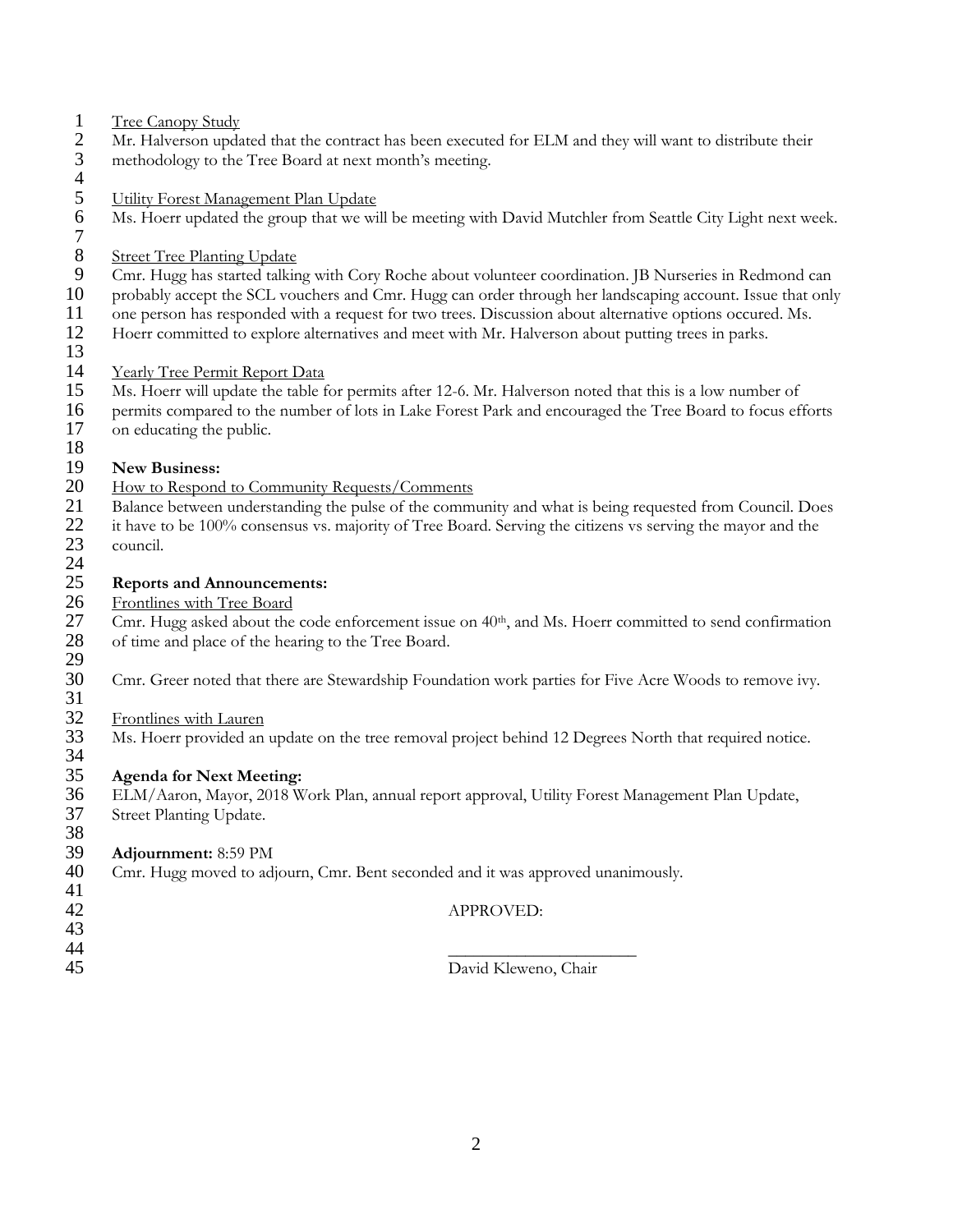Tree Canopy Study

Mr. Halverson updated that the contract has been executed for ELM and they will want to distribute their methodology to the Tree Board at next month's meeting.

Utility Forest Management Plan Update

Ms. Hoerr updated the group that we will be meeting with David Mutchler from Seattle City Light next week.

Street Tree Planting Update

Cmr. Hugg has started talking with Cory Roche about volunteer coordination. JB Nurseries in Redmond can probably accept the SCL vouchers and Cmr. Hugg can order through her landscaping account. Issue that only one person has responded with a request for two trees. Discussion about alternative options occured. Ms. Hoerr committed to explore alternatives and meet with Mr. Halverson about putting trees in parks.

Yearly Tree Permit Report Data

Ms. Hoerr will update the table for permits after 12-6. Mr. Halverson noted that this is a low number of permits compared to the number of lots in Lake Forest Park and encouraged the Tree Board to focus efforts on educating the public.

**New Business:**

How to Respond to Community Requests/Comments

Balance between understanding the pulse of the community and what is being requested from Council. Does it have to be 100% consensus vs. majority of Tree Board. Serving the citizens vs serving the mayor and the council.

**Reports and Announcements:**

Frontlines with Tree Board

Cmr. Hugg asked about the code enforcement issue on 40th, and Ms. Hoerr committed to send confirmation of time and place of the hearing to the Tree Board.

Cmr. Greer noted that there are Stewardship Foundation work parties for Five Acre Woods to remove ivy.

Frontlines with Lauren

Ms. Hoerr provided an update on the tree removal project behind 12 Degrees North that required notice.

**Agenda for Next Meeting:**

ELM/Aaron, Mayor, 2018 Work Plan, annual report approval, Utility Forest Management Plan Update, Street Planting Update.

**Adjournment:** 8:59 PM

Cmr. Hugg moved to adjourn, Cmr. Bent seconded and it was approved unanimously.

APPROVED:

______________________

David Kleweno, Chair